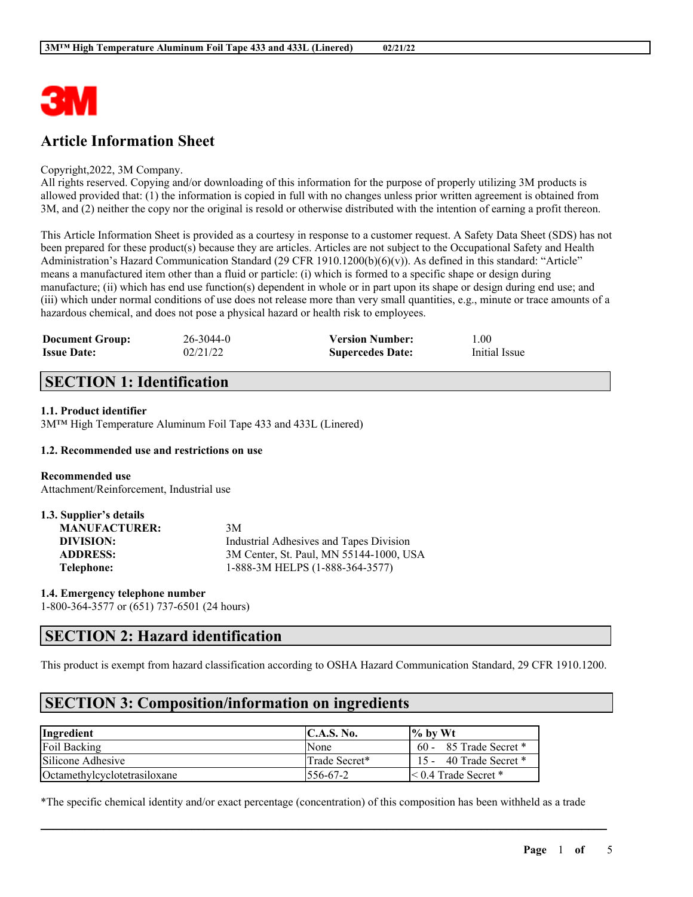# Article Information Sheet

Copyright,2022, 3M Company.
All rights reserved. Copying and/or downloading of this information for the purpose of properly utilizing 3M products is allowed provided that: (1) the information is copied in full with no changes unless prior written agreement is obtained from 3M, and (2) neither the copy nor the original is resold or otherwise distributed with the intention of earning a profit thereon.

This Article Information Sheet is provided as a courtesy in response to a customer request. A Safety Data Sheet (SDS) has not been prepared for these product(s) because they are articles. Articles are not subject to the Occupational Safety and Health Administration's Hazard Communication Standard (29 CFR 1910.1200(b)(6)(v)). As defined in this standard: "Article" means a manufactured item other than a fluid or particle: (i) which is formed to a specific shape or design during manufacture; (ii) which has end use function(s) dependent in whole or in part upon its shape or design during end use; and (iii) which under normal conditions of use does not release more than very small quantities, e.g., minute or trace amounts of a hazardous chemical, and does not pose a physical hazard or health risk to employees.

| | | | |
|---|---|---|---|
| **Document Group:** | 26-3044-0 | **Version Number:** | 1.00 |
| **Issue Date:** | 02/21/22 | **Supercedes Date:** | Initial Issue |

## SECTION 1: Identification

### 1.1. Product identifier

3M™ High Temperature Aluminum Foil Tape 433 and 433L (Linered)

### 1.2. Recommended use and restrictions on use

**Recommended use**
Attachment/Reinforcement, Industrial use

### 1.3. Supplier's details

| | |
|---|---|
| **MANUFACTURER:** | 3M |
| **DIVISION:** | Industrial Adhesives and Tapes Division |
| **ADDRESS:** | 3M Center, St. Paul, MN 55144-1000, USA |
| **Telephone:** | 1-888-3M HELPS (1-888-364-3577) |

### 1.4. Emergency telephone number

1-800-364-3577 or (651) 737-6501 (24 hours)

## SECTION 2: Hazard identification

This product is exempt from hazard classification according to OSHA Hazard Communication Standard, 29 CFR 1910.1200.

## SECTION 3: Composition/information on ingredients

| Ingredient | C.A.S. No. | % by Wt |
|---|---|---|
| Foil Backing | None | 60 - 85 Trade Secret * |
| Silicone Adhesive | Trade Secret* | 15 - 40 Trade Secret * |
| Octamethylcyclotetrasiloxane | 556-67-2 | < 0.4 Trade Secret * |

*The specific chemical identity and/or exact percentage (concentration) of this composition has been withheld as a trade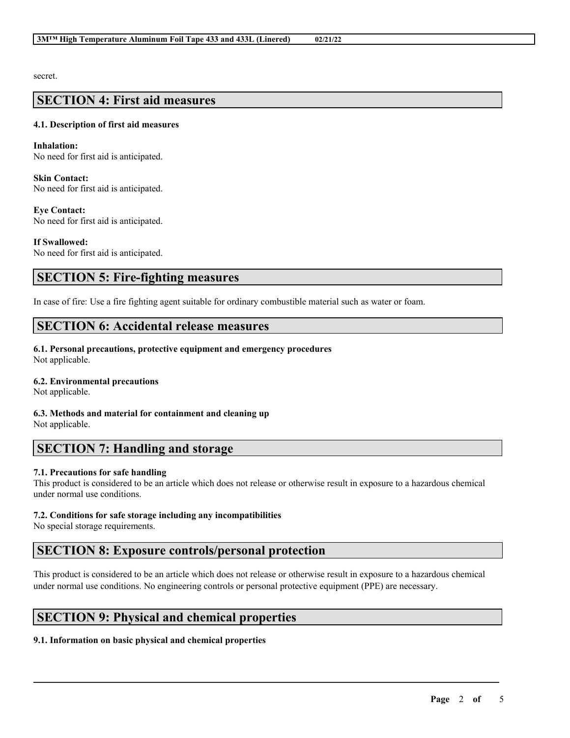secret.

## SECTION 4: First aid measures

### 4.1. Description of first aid measures

**Inhalation:**
No need for first aid is anticipated.

**Skin Contact:**
No need for first aid is anticipated.

**Eye Contact:**
No need for first aid is anticipated.

**If Swallowed:**
No need for first aid is anticipated.

## SECTION 5: Fire-fighting measures

In case of fire: Use a fire fighting agent suitable for ordinary combustible material such as water or foam.

## SECTION 6: Accidental release measures

### 6.1. Personal precautions, protective equipment and emergency procedures
Not applicable.

### 6.2. Environmental precautions
Not applicable.

### 6.3. Methods and material for containment and cleaning up
Not applicable.

## SECTION 7: Handling and storage

### 7.1. Precautions for safe handling
This product is considered to be an article which does not release or otherwise result in exposure to a hazardous chemical under normal use conditions.

### 7.2. Conditions for safe storage including any incompatibilities
No special storage requirements.

## SECTION 8: Exposure controls/personal protection

This product is considered to be an article which does not release or otherwise result in exposure to a hazardous chemical under normal use conditions. No engineering controls or personal protective equipment (PPE) are necessary.

## SECTION 9: Physical and chemical properties

### 9.1. Information on basic physical and chemical properties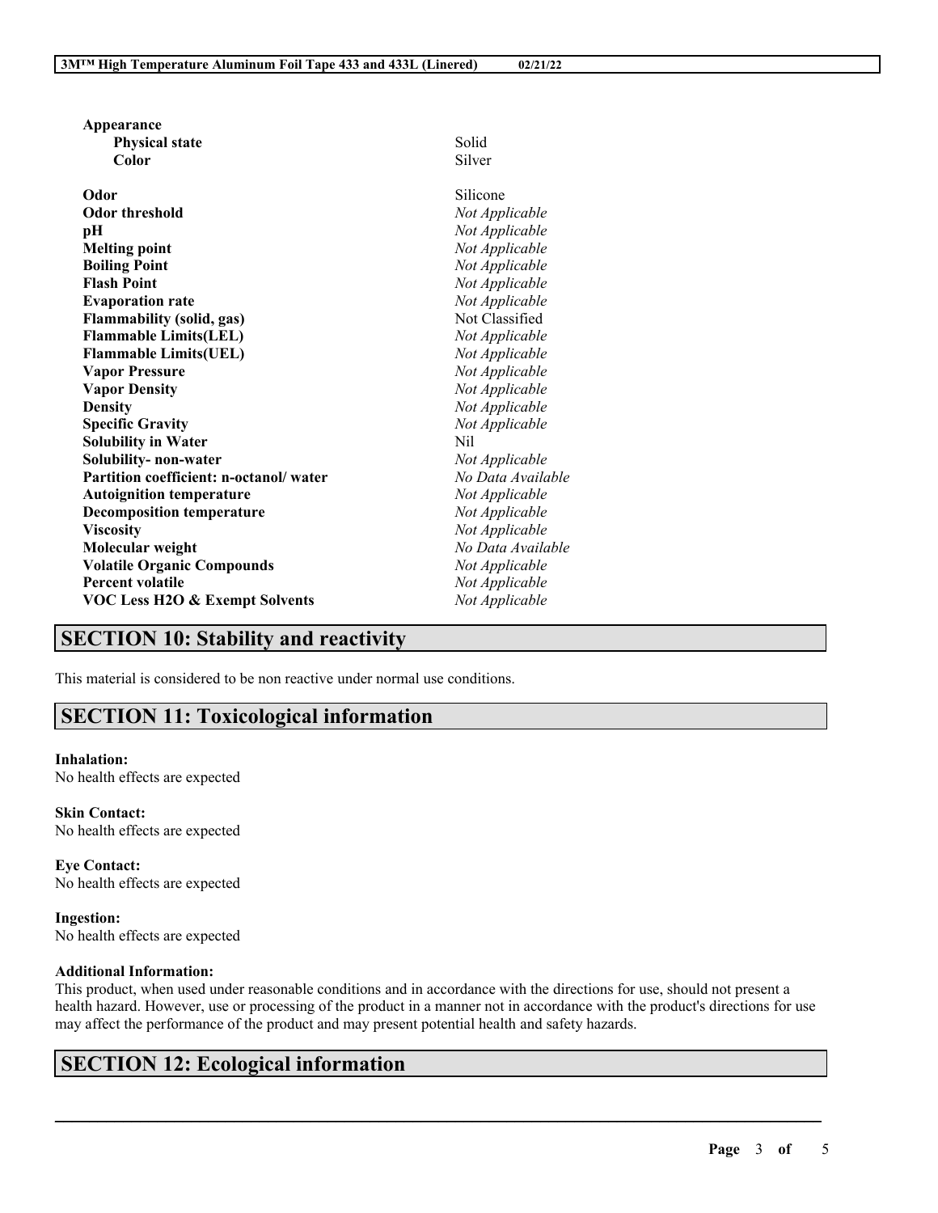**Appearance**

| | |
|---|---|
| **Physical state** | Solid |
| **Color** | Silver |
| **Odor** | Silicone |
| **Odor threshold** | *Not Applicable* |
| **pH** | *Not Applicable* |
| **Melting point** | *Not Applicable* |
| **Boiling Point** | *Not Applicable* |
| **Flash Point** | *Not Applicable* |
| **Evaporation rate** | *Not Applicable* |
| **Flammability (solid, gas)** | Not Classified |
| **Flammable Limits(LEL)** | *Not Applicable* |
| **Flammable Limits(UEL)** | *Not Applicable* |
| **Vapor Pressure** | *Not Applicable* |
| **Vapor Density** | *Not Applicable* |
| **Density** | *Not Applicable* |
| **Specific Gravity** | *Not Applicable* |
| **Solubility in Water** | Nil |
| **Solubility- non-water** | *Not Applicable* |
| **Partition coefficient: n-octanol/ water** | *No Data Available* |
| **Autoignition temperature** | *Not Applicable* |
| **Decomposition temperature** | *Not Applicable* |
| **Viscosity** | *Not Applicable* |
| **Molecular weight** | *No Data Available* |
| **Volatile Organic Compounds** | *Not Applicable* |
| **Percent volatile** | *Not Applicable* |
| **VOC Less H2O & Exempt Solvents** | *Not Applicable* |

## SECTION 10: Stability and reactivity

This material is considered to be non reactive under normal use conditions.

## SECTION 11: Toxicological information

**Inhalation:**
No health effects are expected

**Skin Contact:**
No health effects are expected

**Eye Contact:**
No health effects are expected

**Ingestion:**
No health effects are expected

**Additional Information:**
This product, when used under reasonable conditions and in accordance with the directions for use, should not present a health hazard. However, use or processing of the product in a manner not in accordance with the product's directions for use may affect the performance of the product and may present potential health and safety hazards.

## SECTION 12: Ecological information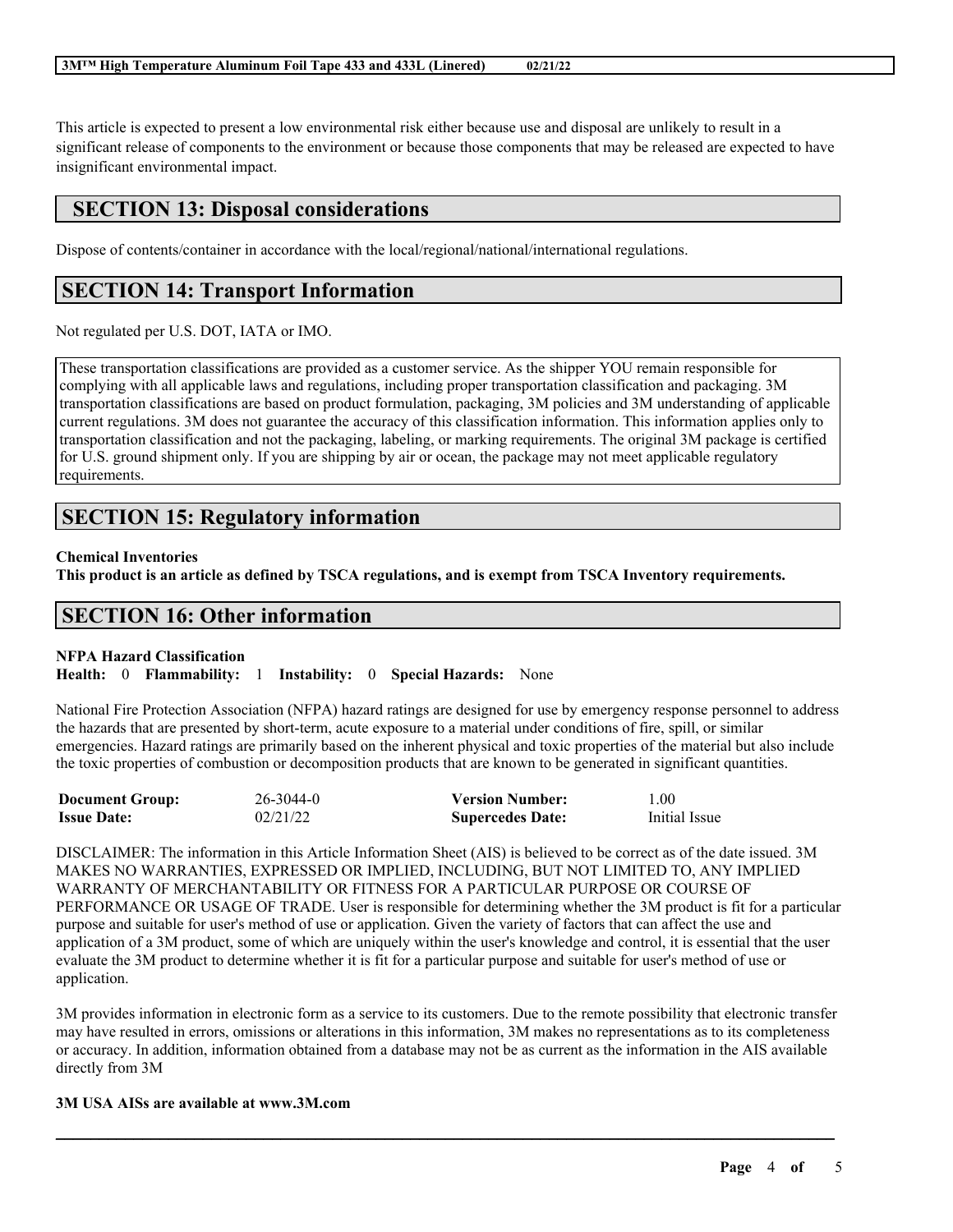This article is expected to present a low environmental risk either because use and disposal are unlikely to result in a significant release of components to the environment or because those components that may be released are expected to have insignificant environmental impact.

## SECTION 13: Disposal considerations

Dispose of contents/container in accordance with the local/regional/national/international regulations.

## SECTION 14: Transport Information

Not regulated per U.S. DOT, IATA or IMO.

These transportation classifications are provided as a customer service. As the shipper YOU remain responsible for complying with all applicable laws and regulations, including proper transportation classification and packaging. 3M transportation classifications are based on product formulation, packaging, 3M policies and 3M understanding of applicable current regulations. 3M does not guarantee the accuracy of this classification information. This information applies only to transportation classification and not the packaging, labeling, or marking requirements. The original 3M package is certified for U.S. ground shipment only. If you are shipping by air or ocean, the package may not meet applicable regulatory requirements.

## SECTION 15: Regulatory information

**Chemical Inventories**

**This product is an article as defined by TSCA regulations, and is exempt from TSCA Inventory requirements.**

## SECTION 16: Other information

**NFPA Hazard Classification**

**Health:** 0 **Flammability:** 1 **Instability:** 0 **Special Hazards:** None

National Fire Protection Association (NFPA) hazard ratings are designed for use by emergency response personnel to address the hazards that are presented by short-term, acute exposure to a material under conditions of fire, spill, or similar emergencies. Hazard ratings are primarily based on the inherent physical and toxic properties of the material but also include the toxic properties of combustion or decomposition products that are known to be generated in significant quantities.

| | | | |
|---|---|---|---|
| **Document Group:** | 26-3044-0 | **Version Number:** | 1.00 |
| **Issue Date:** | 02/21/22 | **Supercedes Date:** | Initial Issue |

DISCLAIMER: The information in this Article Information Sheet (AIS) is believed to be correct as of the date issued. 3M MAKES NO WARRANTIES, EXPRESSED OR IMPLIED, INCLUDING, BUT NOT LIMITED TO, ANY IMPLIED WARRANTY OF MERCHANTABILITY OR FITNESS FOR A PARTICULAR PURPOSE OR COURSE OF PERFORMANCE OR USAGE OF TRADE. User is responsible for determining whether the 3M product is fit for a particular purpose and suitable for user's method of use or application. Given the variety of factors that can affect the use and application of a 3M product, some of which are uniquely within the user's knowledge and control, it is essential that the user evaluate the 3M product to determine whether it is fit for a particular purpose and suitable for user's method of use or application.

3M provides information in electronic form as a service to its customers. Due to the remote possibility that electronic transfer may have resulted in errors, omissions or alterations in this information, 3M makes no representations as to its completeness or accuracy. In addition, information obtained from a database may not be as current as the information in the AIS available directly from 3M

**3M USA AISs are available at www.3M.com**